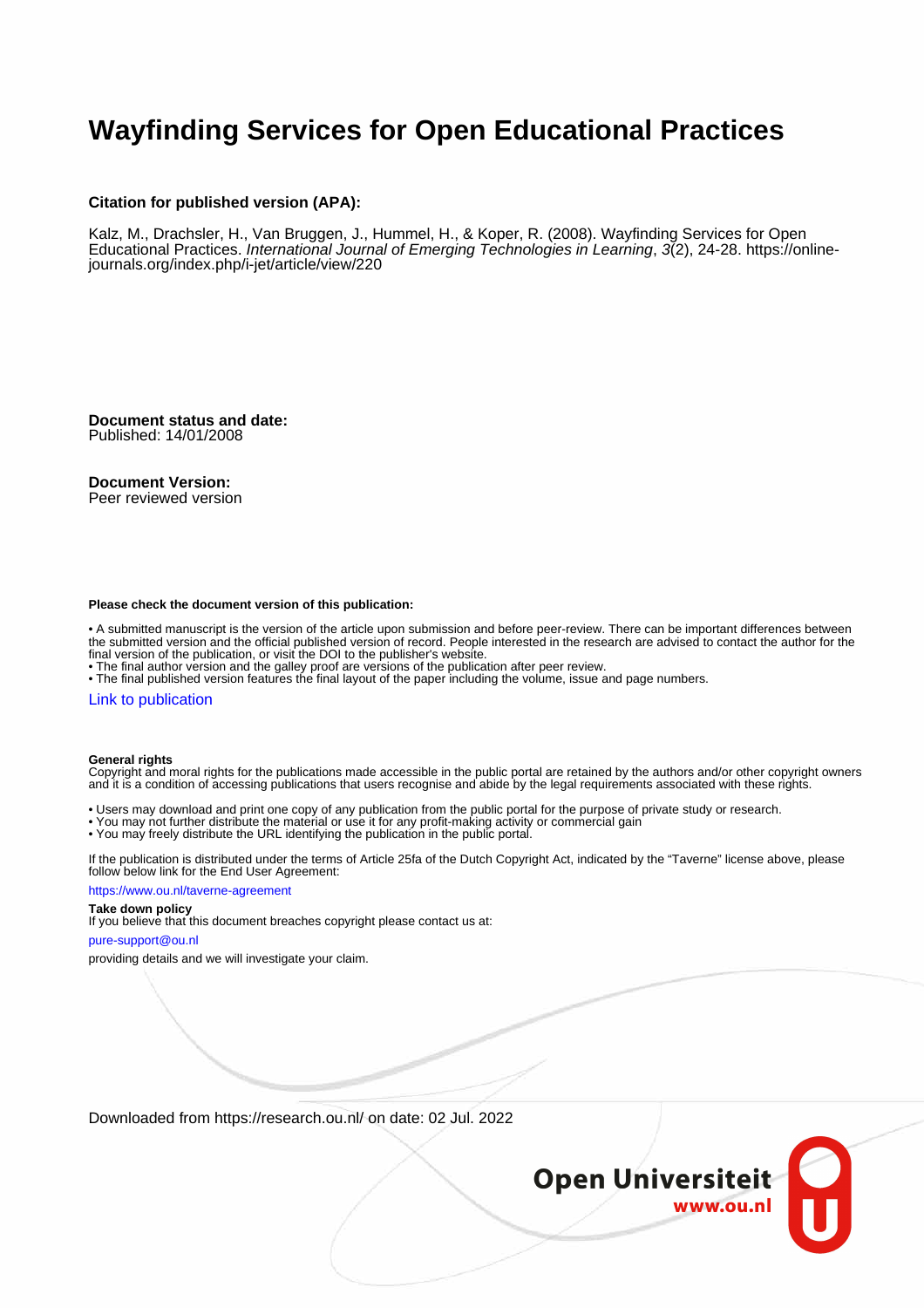# Wayfinding Services for Open Educational Practices

**Citation for published version (APA):**

Kalz, M., Drachsler, H., Van Bruggen, J., Hummel, H., & Koper, R. (2008). Wayfinding Services for Open Educational Practices. *International Journal of Emerging Technologies in Learning*, *3*(2), 24-28. https://online-journals.org/index.php/i-jet/article/view/220

**Document status and date:**
Published: 14/01/2008

**Document Version:**
Peer reviewed version

**Please check the document version of this publication:**

• A submitted manuscript is the version of the article upon submission and before peer-review. There can be important differences between the submitted version and the official published version of record. People interested in the research are advised to contact the author for the final version of the publication, or visit the DOI to the publisher's website.
• The final author version and the galley proof are versions of the publication after peer review.
• The final published version features the final layout of the paper including the volume, issue and page numbers.

Link to publication

**General rights**
Copyright and moral rights for the publications made accessible in the public portal are retained by the authors and/or other copyright owners and it is a condition of accessing publications that users recognise and abide by the legal requirements associated with these rights.

• Users may download and print one copy of any publication from the public portal for the purpose of private study or research.
• You may not further distribute the material or use it for any profit-making activity or commercial gain
• You may freely distribute the URL identifying the publication in the public portal.

If the publication is distributed under the terms of Article 25fa of the Dutch Copyright Act, indicated by the "Taverne" license above, please follow below link for the End User Agreement:

https://www.ou.nl/taverne-agreement

**Take down policy**
If you believe that this document breaches copyright please contact us at:

pure-support@ou.nl

providing details and we will investigate your claim.

Downloaded from https://research.ou.nl/ on date: 02 Jul. 2022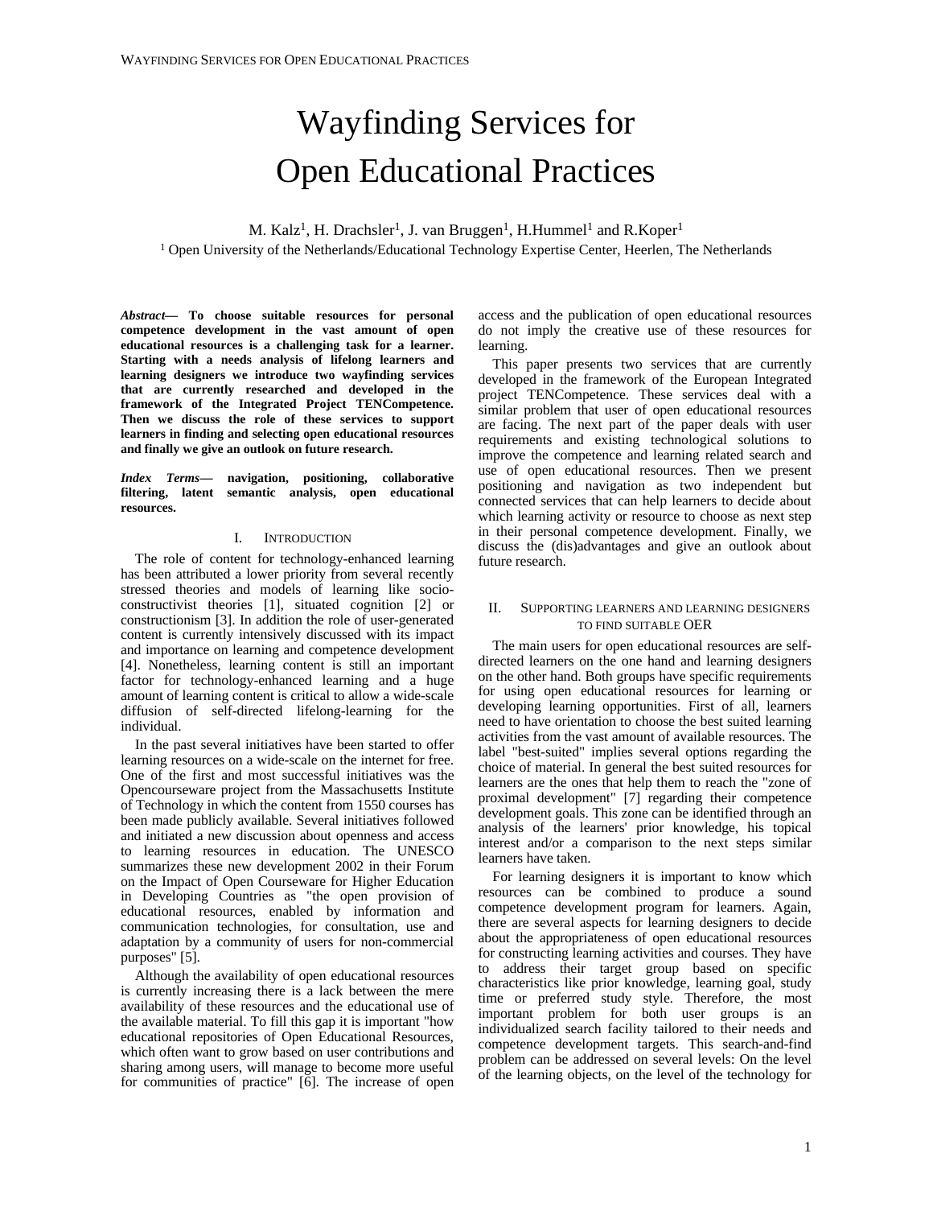# Wayfinding Services for Open Educational Practices

M. Kalz[1], H. Drachsler[1], J. van Bruggen[1], H.Hummel[1] and R.Koper[1]

[1] Open University of the Netherlands/Educational Technology Expertise Center, Heerlen, The Netherlands

***Abstract*— To choose suitable resources for personal competence development in the vast amount of open educational resources is a challenging task for a learner. Starting with a needs analysis of lifelong learners and learning designers we introduce two wayfinding services that are currently researched and developed in the framework of the Integrated Project TENCompetence. Then we discuss the role of these services to support learners in finding and selecting open educational resources and finally we give an outlook on future research.**

***Index Terms*— navigation, positioning, collaborative filtering, latent semantic analysis, open educational resources.**

## I. Introduction

The role of content for technology-enhanced learning has been attributed a lower priority from several recently stressed theories and models of learning like socio-constructivist theories [1], situated cognition [2] or constructionism [3]. In addition the role of user-generated content is currently intensively discussed with its impact and importance on learning and competence development [4]. Nonetheless, learning content is still an important factor for technology-enhanced learning and a huge amount of learning content is critical to allow a wide-scale diffusion of self-directed lifelong-learning for the individual.

In the past several initiatives have been started to offer learning resources on a wide-scale on the internet for free. One of the first and most successful initiatives was the Opencourseware project from the Massachusetts Institute of Technology in which the content from 1550 courses has been made publicly available. Several initiatives followed and initiated a new discussion about openness and access to learning resources in education. The UNESCO summarizes these new development 2002 in their Forum on the Impact of Open Courseware for Higher Education in Developing Countries as "the open provision of educational resources, enabled by information and communication technologies, for consultation, use and adaptation by a community of users for non-commercial purposes" [5].

Although the availability of open educational resources is currently increasing there is a lack between the mere availability of these resources and the educational use of the available material. To fill this gap it is important "how educational repositories of Open Educational Resources, which often want to grow based on user contributions and sharing among users, will manage to become more useful for communities of practice" [6]. The increase of open access and the publication of open educational resources do not imply the creative use of these resources for learning.

This paper presents two services that are currently developed in the framework of the European Integrated project TENCompetence. These services deal with a similar problem that user of open educational resources are facing. The next part of the paper deals with user requirements and existing technological solutions to improve the competence and learning related search and use of open educational resources. Then we present positioning and navigation as two independent but connected services that can help learners to decide about which learning activity or resource to choose as next step in their personal competence development. Finally, we discuss the (dis)advantages and give an outlook about future research.

## II. Supporting learners and learning designers to find suitable OER

The main users for open educational resources are self-directed learners on the one hand and learning designers on the other hand. Both groups have specific requirements for using open educational resources for learning or developing learning opportunities. First of all, learners need to have orientation to choose the best suited learning activities from the vast amount of available resources. The label "best-suited" implies several options regarding the choice of material. In general the best suited resources for learners are the ones that help them to reach the "zone of proximal development" [7] regarding their competence development goals. This zone can be identified through an analysis of the learners' prior knowledge, his topical interest and/or a comparison to the next steps similar learners have taken.

For learning designers it is important to know which resources can be combined to produce a sound competence development program for learners. Again, there are several aspects for learning designers to decide about the appropriateness of open educational resources for constructing learning activities and courses. They have to address their target group based on specific characteristics like prior knowledge, learning goal, study time or preferred study style. Therefore, the most important problem for both user groups is an individualized search facility tailored to their needs and competence development targets. This search-and-find problem can be addressed on several levels: On the level of the learning objects, on the level of the technology for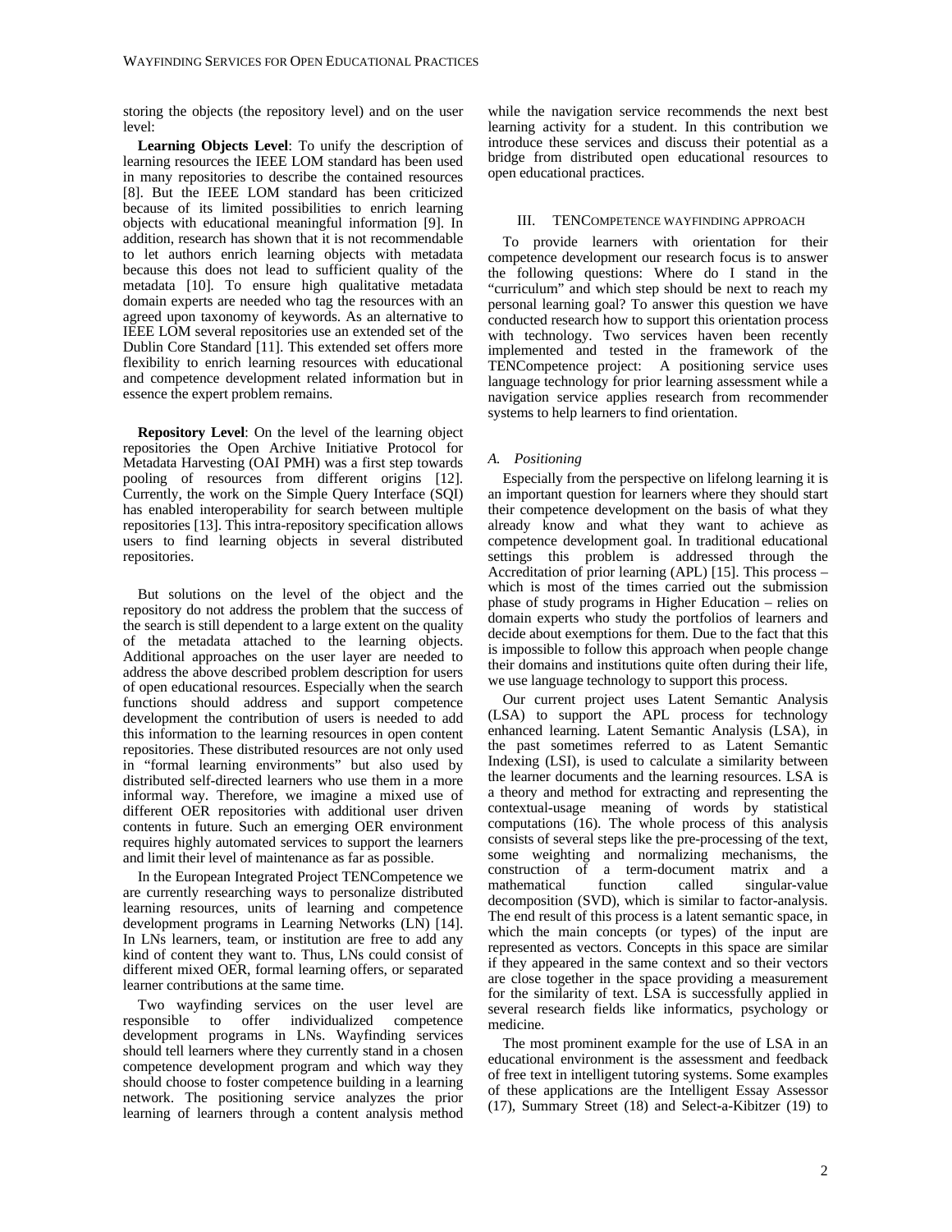storing the objects (the repository level) and on the user level:

**Learning Objects Level**: To unify the description of learning resources the IEEE LOM standard has been used in many repositories to describe the contained resources [8]. But the IEEE LOM standard has been criticized because of its limited possibilities to enrich learning objects with educational meaningful information [9]. In addition, research has shown that it is not recommendable to let authors enrich learning objects with metadata because this does not lead to sufficient quality of the metadata [10]. To ensure high qualitative metadata domain experts are needed who tag the resources with an agreed upon taxonomy of keywords. As an alternative to IEEE LOM several repositories use an extended set of the Dublin Core Standard [11]. This extended set offers more flexibility to enrich learning resources with educational and competence development related information but in essence the expert problem remains.

**Repository Level**: On the level of the learning object repositories the Open Archive Initiative Protocol for Metadata Harvesting (OAI PMH) was a first step towards pooling of resources from different origins [12]. Currently, the work on the Simple Query Interface (SQI) has enabled interoperability for search between multiple repositories [13]. This intra-repository specification allows users to find learning objects in several distributed repositories.

But solutions on the level of the object and the repository do not address the problem that the success of the search is still dependent to a large extent on the quality of the metadata attached to the learning objects. Additional approaches on the user layer are needed to address the above described problem description for users of open educational resources. Especially when the search functions should address and support competence development the contribution of users is needed to add this information to the learning resources in open content repositories. These distributed resources are not only used in "formal learning environments" but also used by distributed self-directed learners who use them in a more informal way. Therefore, we imagine a mixed use of different OER repositories with additional user driven contents in future. Such an emerging OER environment requires highly automated services to support the learners and limit their level of maintenance as far as possible.

In the European Integrated Project TENCompetence we are currently researching ways to personalize distributed learning resources, units of learning and competence development programs in Learning Networks (LN) [14]. In LNs learners, team, or institution are free to add any kind of content they want to. Thus, LNs could consist of different mixed OER, formal learning offers, or separated learner contributions at the same time.

Two wayfinding services on the user level are responsible to offer individualized competence development programs in LNs. Wayfinding services should tell learners where they currently stand in a chosen competence development program and which way they should choose to foster competence building in a learning network. The positioning service analyzes the prior learning of learners through a content analysis method while the navigation service recommends the next best learning activity for a student. In this contribution we introduce these services and discuss their potential as a bridge from distributed open educational resources to open educational practices.

## III. TENCompetence wayfinding approach

To provide learners with orientation for their competence development our research focus is to answer the following questions: Where do I stand in the "curriculum" and which step should be next to reach my personal learning goal? To answer this question we have conducted research how to support this orientation process with technology. Two services haven been recently implemented and tested in the framework of the TENCompetence project: A positioning service uses language technology for prior learning assessment while a navigation service applies research from recommender systems to help learners to find orientation.

### *A. Positioning*

Especially from the perspective on lifelong learning it is an important question for learners where they should start their competence development on the basis of what they already know and what they want to achieve as competence development goal. In traditional educational settings this problem is addressed through the Accreditation of prior learning (APL) [15]. This process – which is most of the times carried out the submission phase of study programs in Higher Education – relies on domain experts who study the portfolios of learners and decide about exemptions for them. Due to the fact that this is impossible to follow this approach when people change their domains and institutions quite often during their life, we use language technology to support this process.

Our current project uses Latent Semantic Analysis (LSA) to support the APL process for technology enhanced learning. Latent Semantic Analysis (LSA), in the past sometimes referred to as Latent Semantic Indexing (LSI), is used to calculate a similarity between the learner documents and the learning resources. LSA is a theory and method for extracting and representing the contextual-usage meaning of words by statistical computations (16). The whole process of this analysis consists of several steps like the pre-processing of the text, some weighting and normalizing mechanisms, the construction of a term-document matrix and a mathematical function called singular-value decomposition (SVD), which is similar to factor-analysis. The end result of this process is a latent semantic space, in which the main concepts (or types) of the input are represented as vectors. Concepts in this space are similar if they appeared in the same context and so their vectors are close together in the space providing a measurement for the similarity of text. LSA is successfully applied in several research fields like informatics, psychology or medicine.

The most prominent example for the use of LSA in an educational environment is the assessment and feedback of free text in intelligent tutoring systems. Some examples of these applications are the Intelligent Essay Assessor (17), Summary Street (18) and Select-a-Kibitzer (19) to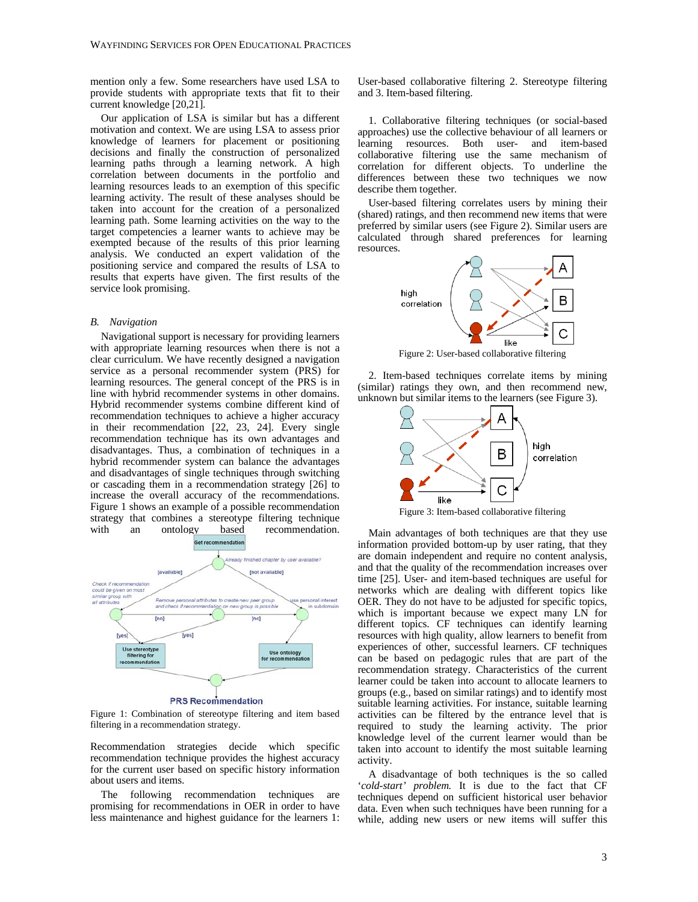mention only a few. Some researchers have used LSA to provide students with appropriate texts that fit to their current knowledge [20,21].

Our application of LSA is similar but has a different motivation and context. We are using LSA to assess prior knowledge of learners for placement or positioning decisions and finally the construction of personalized learning paths through a learning network. A high correlation between documents in the portfolio and learning resources leads to an exemption of this specific learning activity. The result of these analyses should be taken into account for the creation of a personalized learning path. Some learning activities on the way to the target competencies a learner wants to achieve may be exempted because of the results of this prior learning analysis. We conducted an expert validation of the positioning service and compared the results of LSA to results that experts have given. The first results of the service look promising.

### B. *Navigation*

Navigational support is necessary for providing learners with appropriate learning resources when there is not a clear curriculum. We have recently designed a navigation service as a personal recommender system (PRS) for learning resources. The general concept of the PRS is in line with hybrid recommender systems in other domains. Hybrid recommender systems combine different kind of recommendation techniques to achieve a higher accuracy in their recommendation [22, 23, 24]. Every single recommendation technique has its own advantages and disadvantages. Thus, a combination of techniques in a hybrid recommender system can balance the advantages and disadvantages of single techniques through switching or cascading them in a recommendation strategy [26] to increase the overall accuracy of the recommendations. Figure 1 shows an example of a possible recommendation strategy that combines a stereotype filtering technique with an ontology based recommendation.

Figure 1: Combination of stereotype filtering and item based filtering in a recommendation strategy.

Recommendation strategies decide which specific recommendation technique provides the highest accuracy for the current user based on specific history information about users and items.

The following recommendation techniques are promising for recommendations in OER in order to have less maintenance and highest guidance for the learners 1: User-based collaborative filtering 2. Stereotype filtering and 3. Item-based filtering.

1. Collaborative filtering techniques (or social-based approaches) use the collective behaviour of all learners or learning resources. Both user- and item-based collaborative filtering use the same mechanism of correlation for different objects. To underline the differences between these two techniques we now describe them together.

User-based filtering correlates users by mining their (shared) ratings, and then recommend new items that were preferred by similar users (see Figure 2). Similar users are calculated through shared preferences for learning resources.

Figure 2: User-based collaborative filtering

2. Item-based techniques correlate items by mining (similar) ratings they own, and then recommend new, unknown but similar items to the learners (see Figure 3).

Figure 3: Item-based collaborative filtering

Main advantages of both techniques are that they use information provided bottom-up by user rating, that they are domain independent and require no content analysis, and that the quality of the recommendation increases over time [25]. User- and item-based techniques are useful for networks which are dealing with different topics like OER. They do not have to be adjusted for specific topics, which is important because we expect many LN for different topics. CF techniques can identify learning resources with high quality, allow learners to benefit from experiences of other, successful learners. CF techniques can be based on pedagogic rules that are part of the recommendation strategy. Characteristics of the current learner could be taken into account to allocate learners to groups (e.g., based on similar ratings) and to identify most suitable learning activities. For instance, suitable learning activities can be filtered by the entrance level that is required to study the learning activity. The prior knowledge level of the current learner would than be taken into account to identify the most suitable learning activity.

A disadvantage of both techniques is the so called *'cold-start' problem*. It is due to the fact that CF techniques depend on sufficient historical user behavior data. Even when such techniques have been running for a while, adding new users or new items will suffer this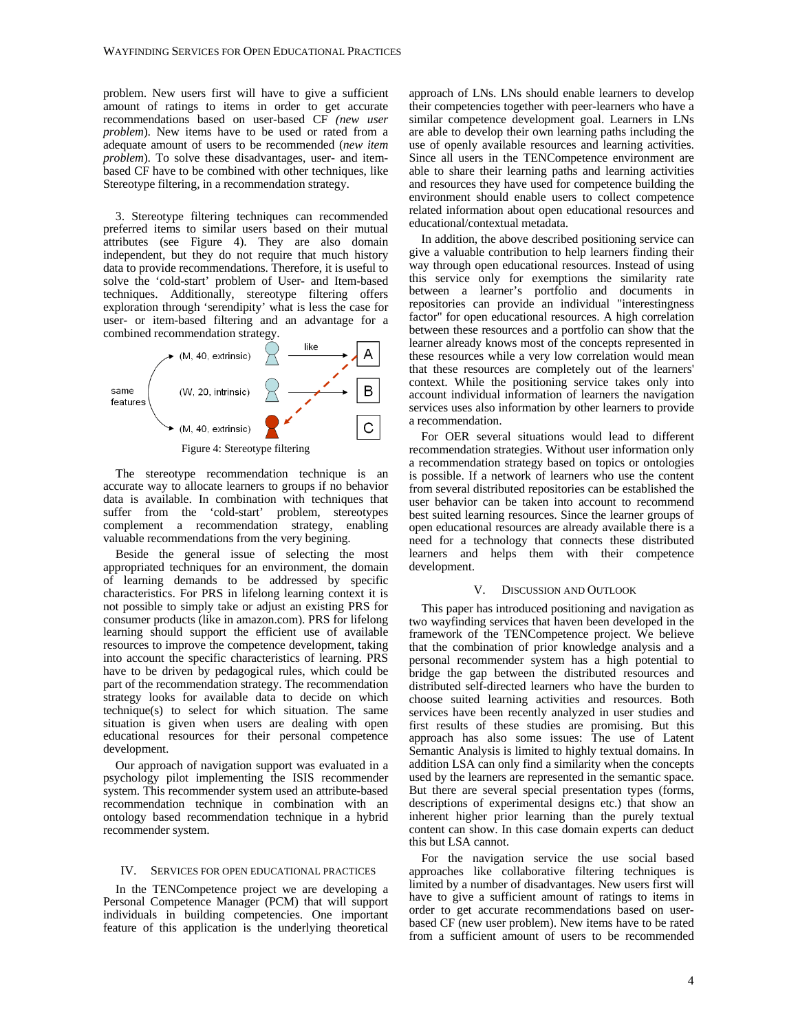problem. New users first will have to give a sufficient amount of ratings to items in order to get accurate recommendations based on user-based CF *(new user problem*). New items have to be used or rated from a adequate amount of users to be recommended (*new item problem*). To solve these disadvantages, user- and item-based CF have to be combined with other techniques, like Stereotype filtering, in a recommendation strategy.

3. Stereotype filtering techniques can recommended preferred items to similar users based on their mutual attributes (see Figure 4). They are also domain independent, but they do not require that much history data to provide recommendations. Therefore, it is useful to solve the 'cold-start' problem of User- and Item-based techniques. Additionally, stereotype filtering offers exploration through 'serendipity' what is less the case for user- or item-based filtering and an advantage for a combined recommendation strategy.

Figure 4: Stereotype filtering

The stereotype recommendation technique is an accurate way to allocate learners to groups if no behavior data is available. In combination with techniques that suffer from the 'cold-start' problem, stereotypes complement a recommendation strategy, enabling valuable recommendations from the very begining.

Beside the general issue of selecting the most appropriated techniques for an environment, the domain of learning demands to be addressed by specific characteristics. For PRS in lifelong learning context it is not possible to simply take or adjust an existing PRS for consumer products (like in amazon.com). PRS for lifelong learning should support the efficient use of available resources to improve the competence development, taking into account the specific characteristics of learning. PRS have to be driven by pedagogical rules, which could be part of the recommendation strategy. The recommendation strategy looks for available data to decide on which technique(s) to select for which situation. The same situation is given when users are dealing with open educational resources for their personal competence development.

Our approach of navigation support was evaluated in a psychology pilot implementing the ISIS recommender system. This recommender system used an attribute-based recommendation technique in combination with an ontology based recommendation technique in a hybrid recommender system.

## IV. Services for Open Educational Practices

In the TENCompetence project we are developing a Personal Competence Manager (PCM) that will support individuals in building competencies. One important feature of this application is the underlying theoretical approach of LNs. LNs should enable learners to develop their competencies together with peer-learners who have a similar competence development goal. Learners in LNs are able to develop their own learning paths including the use of openly available resources and learning activities. Since all users in the TENCompetence environment are able to share their learning paths and learning activities and resources they have used for competence building the environment should enable users to collect competence related information about open educational resources and educational/contextual metadata.

In addition, the above described positioning service can give a valuable contribution to help learners finding their way through open educational resources. Instead of using this service only for exemptions the similarity rate between a learner's portfolio and documents in repositories can provide an individual "interestingness factor" for open educational resources. A high correlation between these resources and a portfolio can show that the learner already knows most of the concepts represented in these resources while a very low correlation would mean that these resources are completely out of the learners' context. While the positioning service takes only into account individual information of learners the navigation services uses also information by other learners to provide a recommendation.

For OER several situations would lead to different recommendation strategies. Without user information only a recommendation strategy based on topics or ontologies is possible. If a network of learners who use the content from several distributed repositories can be established the user behavior can be taken into account to recommend best suited learning resources. Since the learner groups of open educational resources are already available there is a need for a technology that connects these distributed learners and helps them with their competence development.

## V. Discussion and Outlook

This paper has introduced positioning and navigation as two wayfinding services that have been developed in the framework of the TENCompetence project. We believe that the combination of prior knowledge analysis and a personal recommender system has a high potential to bridge the gap between the distributed resources and distributed self-directed learners who have the burden to choose suited learning activities and resources. Both services have been recently analyzed in user studies and first results of these studies are promising. But this approach has also some issues: The use of Latent Semantic Analysis is limited to highly textual domains. In addition LSA can only find a similarity when the concepts used by the learners are represented in the semantic space. But there are several special presentation types (forms, descriptions of experimental designs etc.) that show an inherent higher prior learning than the purely textual content can show. In this case domain experts can deduct this but LSA cannot.

For the navigation service the use social based approaches like collaborative filtering techniques is limited by a number of disadvantages. New users first will have to give a sufficient amount of ratings to items in order to get accurate recommendations based on user-based CF (new user problem). New items have to be rated from a sufficient amount of users to be recommended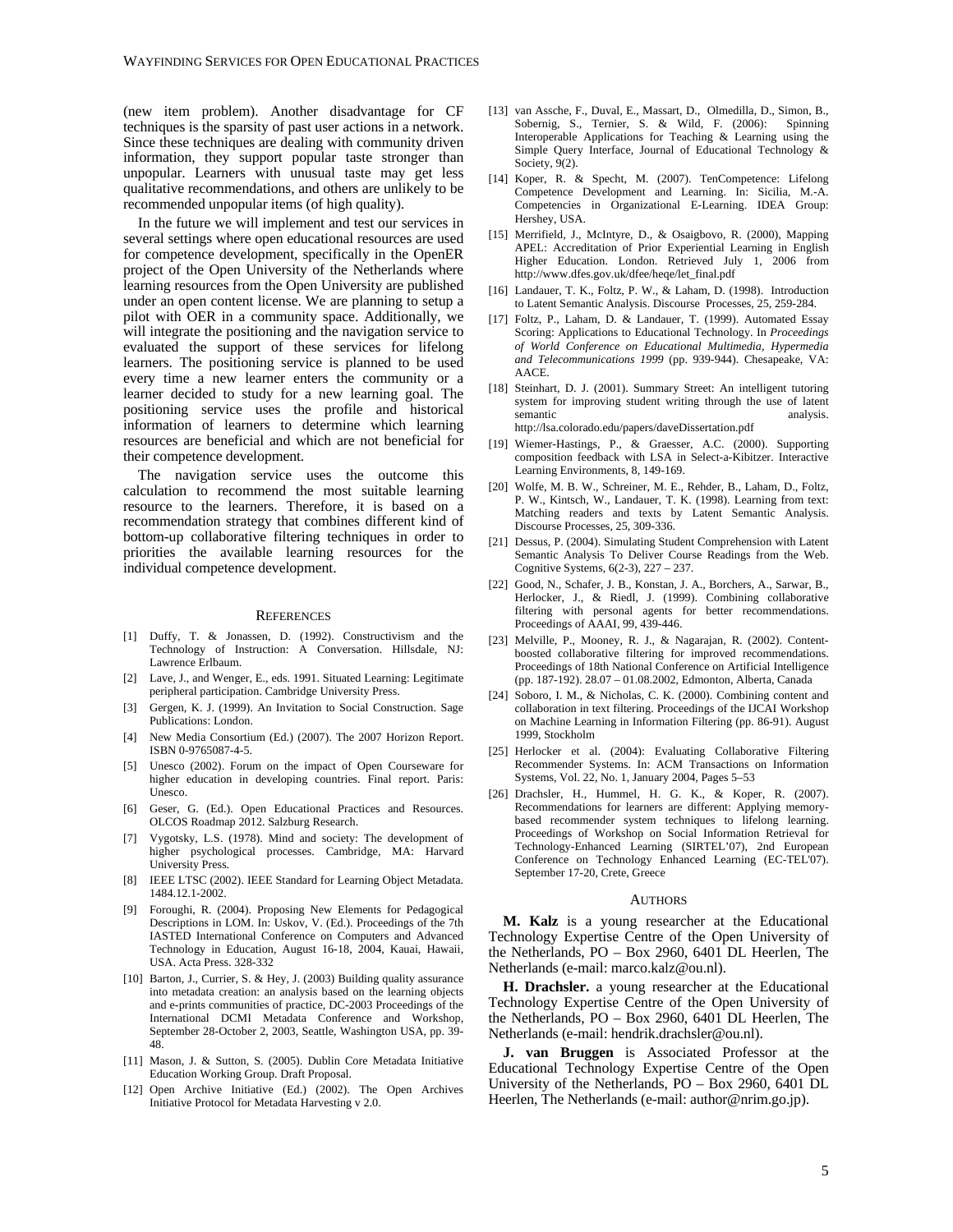(new item problem). Another disadvantage for CF techniques is the sparsity of past user actions in a network. Since these techniques are dealing with community driven information, they support popular taste stronger than unpopular. Learners with unusual taste may get less qualitative recommendations, and others are unlikely to be recommended unpopular items (of high quality).

In the future we will implement and test our services in several settings where open educational resources are used for competence development, specifically in the OpenER project of the Open University of the Netherlands where learning resources from the Open University are published under an open content license. We are planning to setup a pilot with OER in a community space. Additionally, we will integrate the positioning and the navigation service to evaluated the support of these services for lifelong learners. The positioning service is planned to be used every time a new learner enters the community or a learner decided to study for a new learning goal. The positioning service uses the profile and historical information of learners to determine which learning resources are beneficial and which are not beneficial for their competence development.

The navigation service uses the outcome this calculation to recommend the most suitable learning resource to the learners. Therefore, it is based on a recommendation strategy that combines different kind of bottom-up collaborative filtering techniques in order to priorities the available learning resources for the individual competence development.

## References

[1] Duffy, T. & Jonassen, D. (1992). Constructivism and the Technology of Instruction: A Conversation. Hillsdale, NJ: Lawrence Erlbaum.

[2] Lave, J., and Wenger, E., eds. 1991. Situated Learning: Legitimate peripheral participation. Cambridge University Press.

[3] Gergen, K. J. (1999). An Invitation to Social Construction. Sage Publications: London.

[4] New Media Consortium (Ed.) (2007). The 2007 Horizon Report. ISBN 0-9765087-4-5.

[5] Unesco (2002). Forum on the impact of Open Courseware for higher education in developing countries. Final report. Paris: Unesco.

[6] Geser, G. (Ed.). Open Educational Practices and Resources. OLCOS Roadmap 2012. Salzburg Research.

[7] Vygotsky, L.S. (1978). Mind and society: The development of higher psychological processes. Cambridge, MA: Harvard University Press.

[8] IEEE LTSC (2002). IEEE Standard for Learning Object Metadata. 1484.12.1-2002.

[9] Foroughi, R. (2004). Proposing New Elements for Pedagogical Descriptions in LOM. In: Uskov, V. (Ed.). Proceedings of the 7th IASTED International Conference on Computers and Advanced Technology in Education, August 16-18, 2004, Kauai, Hawaii, USA. Acta Press. 328-332

[10] Barton, J., Currier, S. & Hey, J. (2003) Building quality assurance into metadata creation: an analysis based on the learning objects and e-prints communities of practice, DC-2003 Proceedings of the International DCMI Metadata Conference and Workshop, September 28-October 2, 2003, Seattle, Washington USA, pp. 39-48.

[11] Mason, J. & Sutton, S. (2005). Dublin Core Metadata Initiative Education Working Group. Draft Proposal.

[12] Open Archive Initiative (Ed.) (2002). The Open Archives Initiative Protocol for Metadata Harvesting v 2.0.

[13] van Assche, F., Duval, E., Massart, D., Olmedilla, D., Simon, B., Sobernig, S., Ternier, S. & Wild, F. (2006): Spinning Interoperable Applications for Teaching & Learning using the Simple Query Interface, Journal of Educational Technology & Society, 9(2).

[14] Koper, R. & Specht, M. (2007). TenCompetence: Lifelong Competence Development and Learning. In: Sicilia, M.-A. Competencies in Organizational E-Learning. IDEA Group: Hershey, USA.

[15] Merrifield, J., McIntyre, D., & Osaigbovo, R. (2000), Mapping APEL: Accreditation of Prior Experiential Learning in English Higher Education. London. Retrieved July 1, 2006 from http://www.dfes.gov.uk/dfee/heqe/let_final.pdf

[16] Landauer, T. K., Foltz, P. W., & Laham, D. (1998). Introduction to Latent Semantic Analysis. Discourse Processes, 25, 259-284.

[17] Foltz, P., Laham, D. & Landauer, T. (1999). Automated Essay Scoring: Applications to Educational Technology. In *Proceedings of World Conference on Educational Multimedia, Hypermedia and Telecommunications 1999* (pp. 939-944). Chesapeake, VA: AACE.

[18] Steinhart, D. J. (2001). Summary Street: An intelligent tutoring system for improving student writing through the use of latent semantic analysis. http://lsa.colorado.edu/papers/daveDissertation.pdf

[19] Wiemer-Hastings, P., & Graesser, A.C. (2000). Supporting composition feedback with LSA in Select-a-Kibitzer. Interactive Learning Environments, 8, 149-169.

[20] Wolfe, M. B. W., Schreiner, M. E., Rehder, B., Laham, D., Foltz, P. W., Kintsch, W., Landauer, T. K. (1998). Learning from text: Matching readers and texts by Latent Semantic Analysis. Discourse Processes, 25, 309-336.

[21] Dessus, P. (2004). Simulating Student Comprehension with Latent Semantic Analysis To Deliver Course Readings from the Web. Cognitive Systems, 6(2-3), 227 – 237.

[22] Good, N., Schafer, J. B., Konstan, J. A., Borchers, A., Sarwar, B., Herlocker, J., & Riedl, J. (1999). Combining collaborative filtering with personal agents for better recommendations. Proceedings of AAAI, 99, 439-446.

[23] Melville, P., Mooney, R. J., & Nagarajan, R. (2002). Content-boosted collaborative filtering for improved recommendations. Proceedings of 18th National Conference on Artificial Intelligence (pp. 187-192). 28.07 – 01.08.2002, Edmonton, Alberta, Canada

[24] Soboro, I. M., & Nicholas, C. K. (2000). Combining content and collaboration in text filtering. Proceedings of the IJCAI Workshop on Machine Learning in Information Filtering (pp. 86-91). August 1999, Stockholm

[25] Herlocker et al. (2004): Evaluating Collaborative Filtering Recommender Systems. In: ACM Transactions on Information Systems, Vol. 22, No. 1, January 2004, Pages 5–53

[26] Drachsler, H., Hummel, H. G. K., & Koper, R. (2007). Recommendations for learners are different: Applying memory-based recommender system techniques to lifelong learning. Proceedings of Workshop on Social Information Retrieval for Technology-Enhanced Learning (SIRTEL'07), 2nd European Conference on Technology Enhanced Learning (EC-TEL'07). September 17-20, Crete, Greece

## Authors

**M. Kalz** is a young researcher at the Educational Technology Expertise Centre of the Open University of the Netherlands, PO – Box 2960, 6401 DL Heerlen, The Netherlands (e-mail: marco.kalz@ou.nl).

**H. Drachsler.** a young researcher at the Educational Technology Expertise Centre of the Open University of the Netherlands, PO – Box 2960, 6401 DL Heerlen, The Netherlands (e-mail: hendrik.drachsler@ou.nl).

**J. van Bruggen** is Associated Professor at the Educational Technology Expertise Centre of the Open University of the Netherlands, PO – Box 2960, 6401 DL Heerlen, The Netherlands (e-mail: author@nrim.go.jp).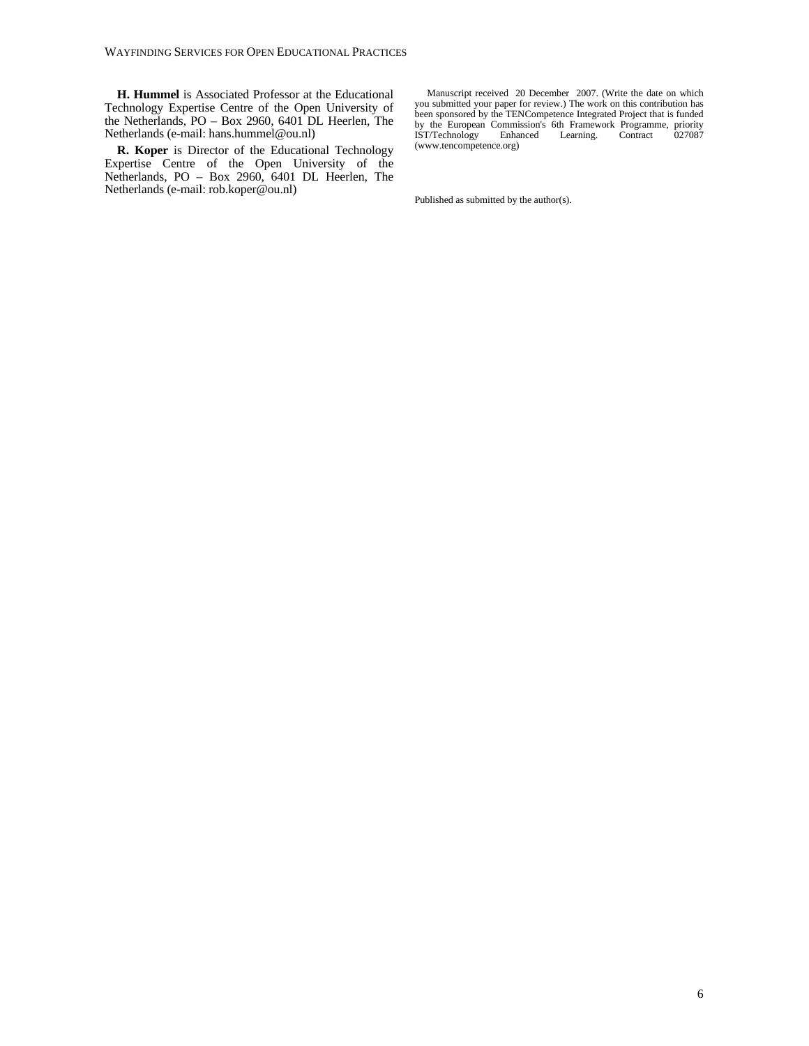**H. Hummel** is Associated Professor at the Educational Technology Expertise Centre of the Open University of the Netherlands, PO – Box 2960, 6401 DL Heerlen, The Netherlands (e-mail: hans.hummel@ou.nl)

**R. Koper** is Director of the Educational Technology Expertise Centre of the Open University of the Netherlands, PO – Box 2960, 6401 DL Heerlen, The Netherlands (e-mail: rob.koper@ou.nl)

Manuscript received 20 December 2007. (Write the date on which you submitted your paper for review.) The work on this contribution has been sponsored by the TENCompetence Integrated Project that is funded by the European Commission's 6th Framework Programme, priority IST/Technology Enhanced Learning. Contract 027087 (www.tencompetence.org)

Published as submitted by the author(s).